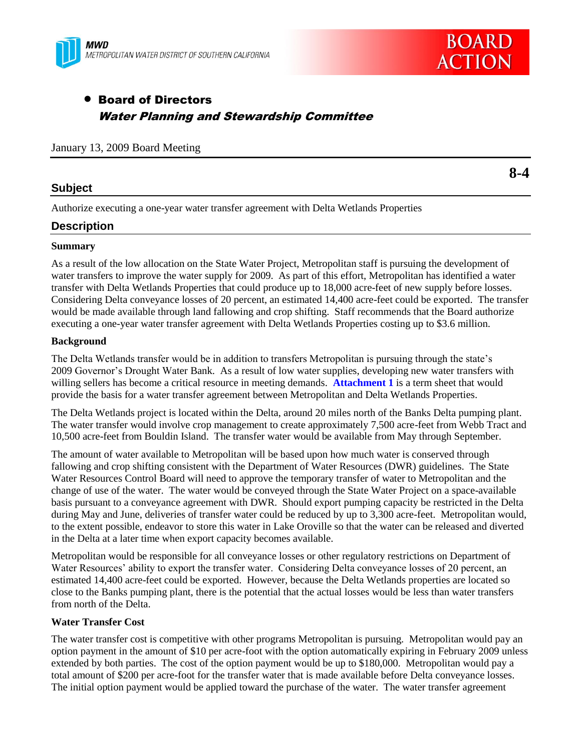MWD
METROPOLITAN WATER DISTRICT OF SOUTHERN CALIFORNIA

BOARD ACTION

- **Board of Directors**
  ***Water Planning and Stewardship Committee***

January 13, 2009 Board Meeting

**8-4**

## Subject

Authorize executing a one-year water transfer agreement with Delta Wetlands Properties

## Description

**Summary**

As a result of the low allocation on the State Water Project, Metropolitan staff is pursuing the development of water transfers to improve the water supply for 2009. As part of this effort, Metropolitan has identified a water transfer with Delta Wetlands Properties that could produce up to 18,000 acre-feet of new supply before losses. Considering Delta conveyance losses of 20 percent, an estimated 14,400 acre-feet could be exported. The transfer would be made available through land fallowing and crop shifting. Staff recommends that the Board authorize executing a one-year water transfer agreement with Delta Wetlands Properties costing up to $3.6 million.

**Background**

The Delta Wetlands transfer would be in addition to transfers Metropolitan is pursuing through the state's 2009 Governor's Drought Water Bank. As a result of low water supplies, developing new water transfers with willing sellers has become a critical resource in meeting demands. **Attachment 1** is a term sheet that would provide the basis for a water transfer agreement between Metropolitan and Delta Wetlands Properties.

The Delta Wetlands project is located within the Delta, around 20 miles north of the Banks Delta pumping plant. The water transfer would involve crop management to create approximately 7,500 acre-feet from Webb Tract and 10,500 acre-feet from Bouldin Island. The transfer water would be available from May through September.

The amount of water available to Metropolitan will be based upon how much water is conserved through fallowing and crop shifting consistent with the Department of Water Resources (DWR) guidelines. The State Water Resources Control Board will need to approve the temporary transfer of water to Metropolitan and the change of use of the water. The water would be conveyed through the State Water Project on a space-available basis pursuant to a conveyance agreement with DWR. Should export pumping capacity be restricted in the Delta during May and June, deliveries of transfer water could be reduced by up to 3,300 acre-feet. Metropolitan would, to the extent possible, endeavor to store this water in Lake Oroville so that the water can be released and diverted in the Delta at a later time when export capacity becomes available.

Metropolitan would be responsible for all conveyance losses or other regulatory restrictions on Department of Water Resources' ability to export the transfer water. Considering Delta conveyance losses of 20 percent, an estimated 14,400 acre-feet could be exported. However, because the Delta Wetlands properties are located so close to the Banks pumping plant, there is the potential that the actual losses would be less than water transfers from north of the Delta.

**Water Transfer Cost**

The water transfer cost is competitive with other programs Metropolitan is pursuing. Metropolitan would pay an option payment in the amount of $10 per acre-foot with the option automatically expiring in February 2009 unless extended by both parties. The cost of the option payment would be up to $180,000. Metropolitan would pay a total amount of $200 per acre-foot for the transfer water that is made available before Delta conveyance losses. The initial option payment would be applied toward the purchase of the water. The water transfer agreement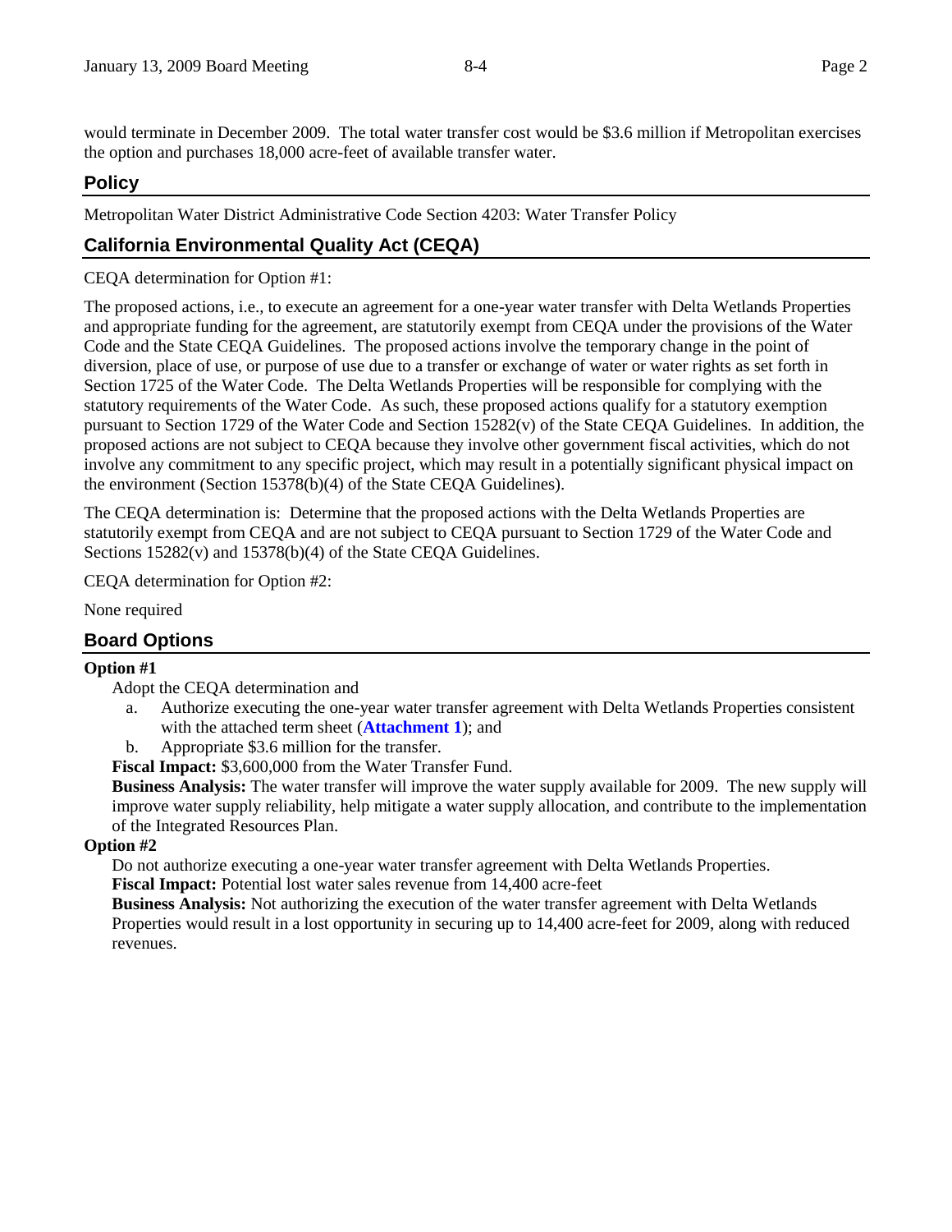would terminate in December 2009. The total water transfer cost would be $3.6 million if Metropolitan exercises the option and purchases 18,000 acre-feet of available transfer water.

## Policy

Metropolitan Water District Administrative Code Section 4203: Water Transfer Policy

## California Environmental Quality Act (CEQA)

CEQA determination for Option #1:

The proposed actions, i.e., to execute an agreement for a one-year water transfer with Delta Wetlands Properties and appropriate funding for the agreement, are statutorily exempt from CEQA under the provisions of the Water Code and the State CEQA Guidelines. The proposed actions involve the temporary change in the point of diversion, place of use, or purpose of use due to a transfer or exchange of water or water rights as set forth in Section 1725 of the Water Code. The Delta Wetlands Properties will be responsible for complying with the statutory requirements of the Water Code. As such, these proposed actions qualify for a statutory exemption pursuant to Section 1729 of the Water Code and Section 15282(v) of the State CEQA Guidelines. In addition, the proposed actions are not subject to CEQA because they involve other government fiscal activities, which do not involve any commitment to any specific project, which may result in a potentially significant physical impact on the environment (Section 15378(b)(4) of the State CEQA Guidelines).

The CEQA determination is: Determine that the proposed actions with the Delta Wetlands Properties are statutorily exempt from CEQA and are not subject to CEQA pursuant to Section 1729 of the Water Code and Sections 15282(v) and 15378(b)(4) of the State CEQA Guidelines.

CEQA determination for Option #2:

None required

## Board Options

**Option #1**

Adopt the CEQA determination and

a. Authorize executing the one-year water transfer agreement with Delta Wetlands Properties consistent with the attached term sheet (**Attachment 1**); and
b. Appropriate $3.6 million for the transfer.

**Fiscal Impact:** $3,600,000 from the Water Transfer Fund.

**Business Analysis:** The water transfer will improve the water supply available for 2009. The new supply will improve water supply reliability, help mitigate a water supply allocation, and contribute to the implementation of the Integrated Resources Plan.

**Option #2**

Do not authorize executing a one-year water transfer agreement with Delta Wetlands Properties.

**Fiscal Impact:** Potential lost water sales revenue from 14,400 acre-feet

**Business Analysis:** Not authorizing the execution of the water transfer agreement with Delta Wetlands Properties would result in a lost opportunity in securing up to 14,400 acre-feet for 2009, along with reduced revenues.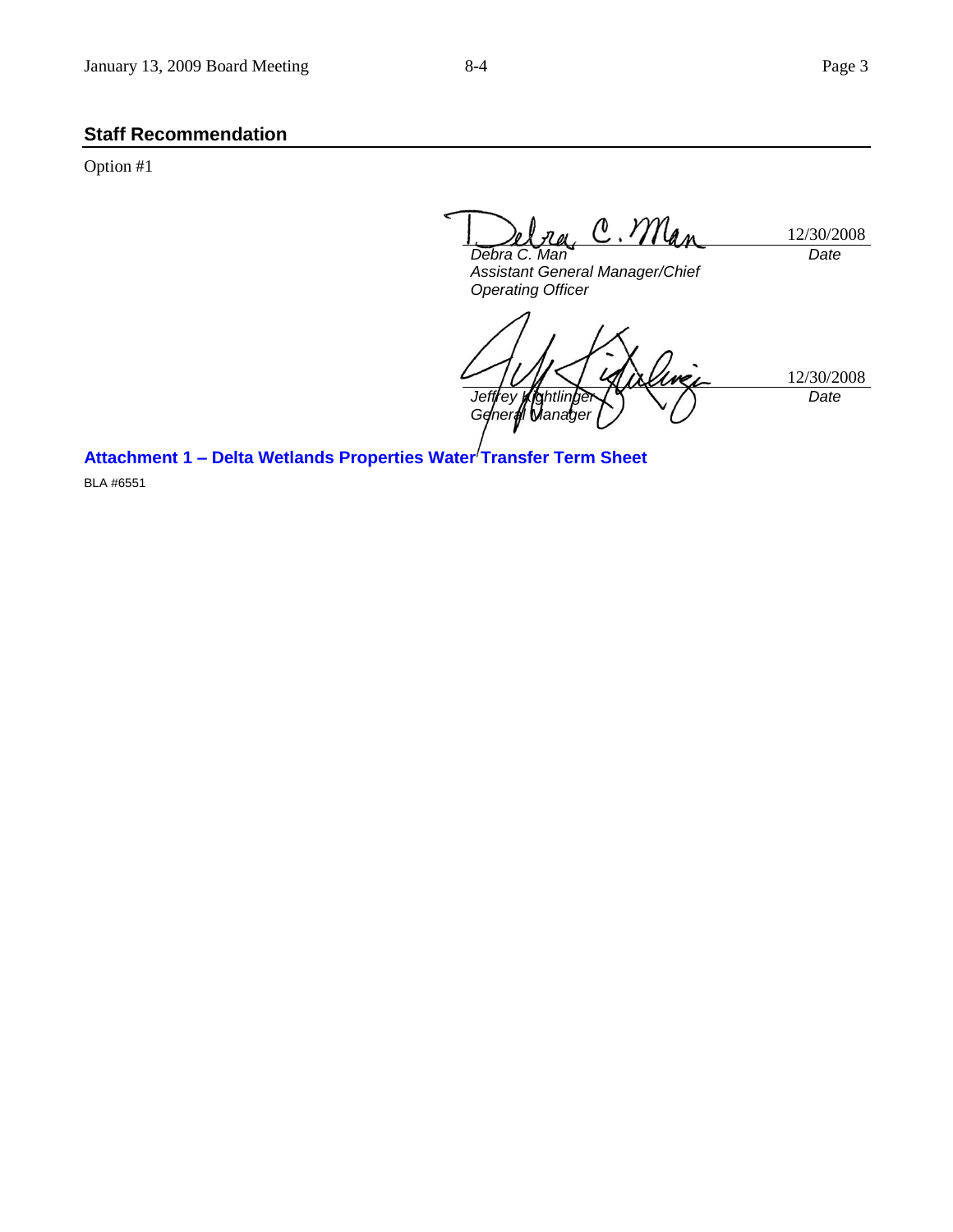## Staff Recommendation

Option #1

*Debra C. Man*
*Assistant General Manager/Chief Operating Officer*

12/30/2008
*Date*

*Jeffrey Kightlinger*
*General Manager*

12/30/2008
*Date*

**Attachment 1 – Delta Wetlands Properties Water Transfer Term Sheet**

BLA #6551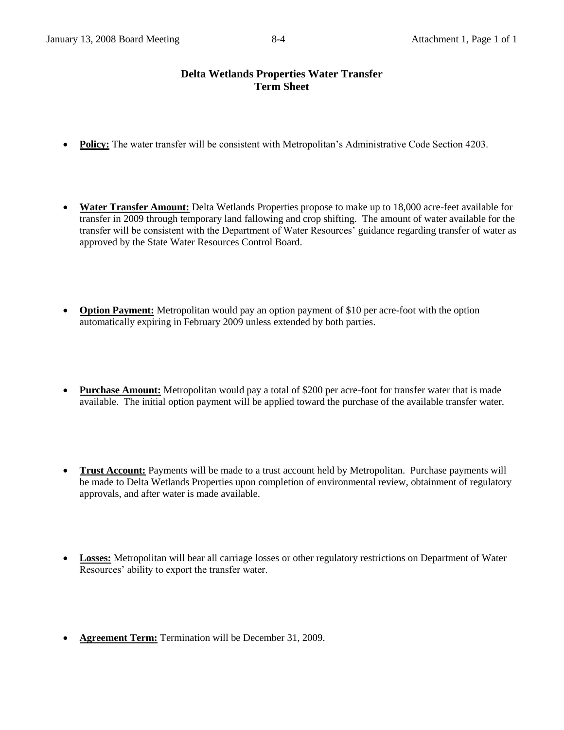# Delta Wetlands Properties Water Transfer
# Term Sheet

- **Policy:** The water transfer will be consistent with Metropolitan's Administrative Code Section 4203.

- **Water Transfer Amount:** Delta Wetlands Properties propose to make up to 18,000 acre-feet available for transfer in 2009 through temporary land fallowing and crop shifting. The amount of water available for the transfer will be consistent with the Department of Water Resources' guidance regarding transfer of water as approved by the State Water Resources Control Board.

- **Option Payment:** Metropolitan would pay an option payment of $10 per acre-foot with the option automatically expiring in February 2009 unless extended by both parties.

- **Purchase Amount:** Metropolitan would pay a total of $200 per acre-foot for transfer water that is made available. The initial option payment will be applied toward the purchase of the available transfer water.

- **Trust Account:** Payments will be made to a trust account held by Metropolitan. Purchase payments will be made to Delta Wetlands Properties upon completion of environmental review, obtainment of regulatory approvals, and after water is made available.

- **Losses:** Metropolitan will bear all carriage losses or other regulatory restrictions on Department of Water Resources' ability to export the transfer water.

- **Agreement Term:** Termination will be December 31, 2009.